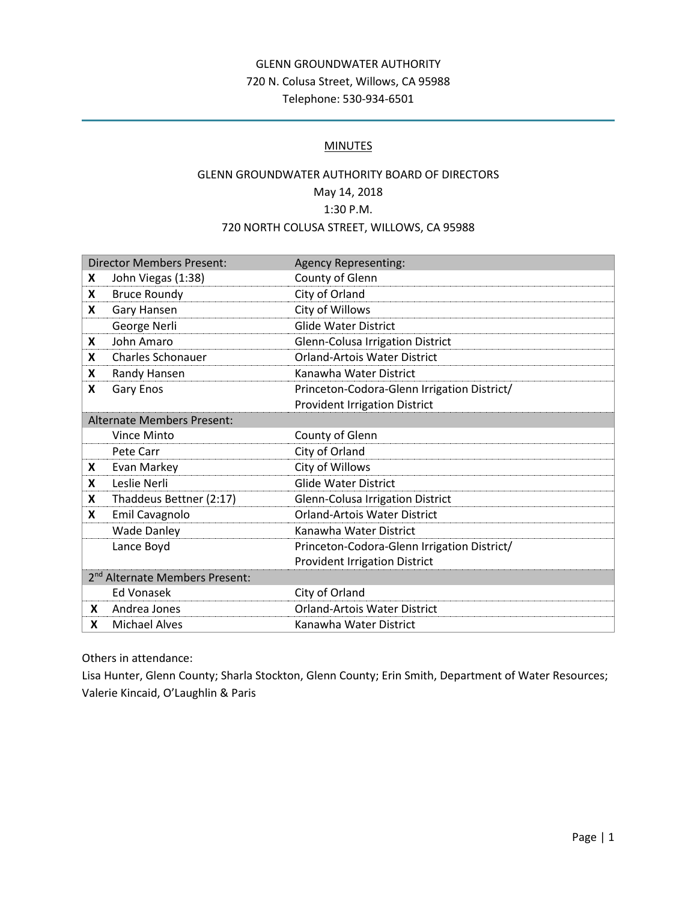GLENN GROUNDWATER AUTHORITY
720 N. Colusa Street, Willows, CA 95988
Telephone: 530-934-6501

# MINUTES

## GLENN GROUNDWATER AUTHORITY BOARD OF DIRECTORS
May 14, 2018
1:30 P.M.
720 NORTH COLUSA STREET, WILLOWS, CA 95988

| | Director Members Present: | Agency Representing: |
|---|---|---|
| X | John Viegas (1:38) | County of Glenn |
| X | Bruce Roundy | City of Orland |
| X | Gary Hansen | City of Willows |
| | George Nerli | Glide Water District |
| X | John Amaro | Glenn-Colusa Irrigation District |
| X | Charles Schonauer | Orland-Artois Water District |
| X | Randy Hansen | Kanawha Water District |
| X | Gary Enos | Princeton-Codora-Glenn Irrigation District/ Provident Irrigation District |
| | **Alternate Members Present:** | |
| | Vince Minto | County of Glenn |
| | Pete Carr | City of Orland |
| X | Evan Markey | City of Willows |
| X | Leslie Nerli | Glide Water District |
| X | Thaddeus Bettner (2:17) | Glenn-Colusa Irrigation District |
| X | Emil Cavagnolo | Orland-Artois Water District |
| | Wade Danley | Kanawha Water District |
| | Lance Boyd | Princeton-Codora-Glenn Irrigation District/ Provident Irrigation District |
| | **2nd Alternate Members Present:** | |
| | Ed Vonasek | City of Orland |
| X | Andrea Jones | Orland-Artois Water District |
| X | Michael Alves | Kanawha Water District |

Others in attendance:
Lisa Hunter, Glenn County; Sharla Stockton, Glenn County; Erin Smith, Department of Water Resources; Valerie Kincaid, O'Laughlin & Paris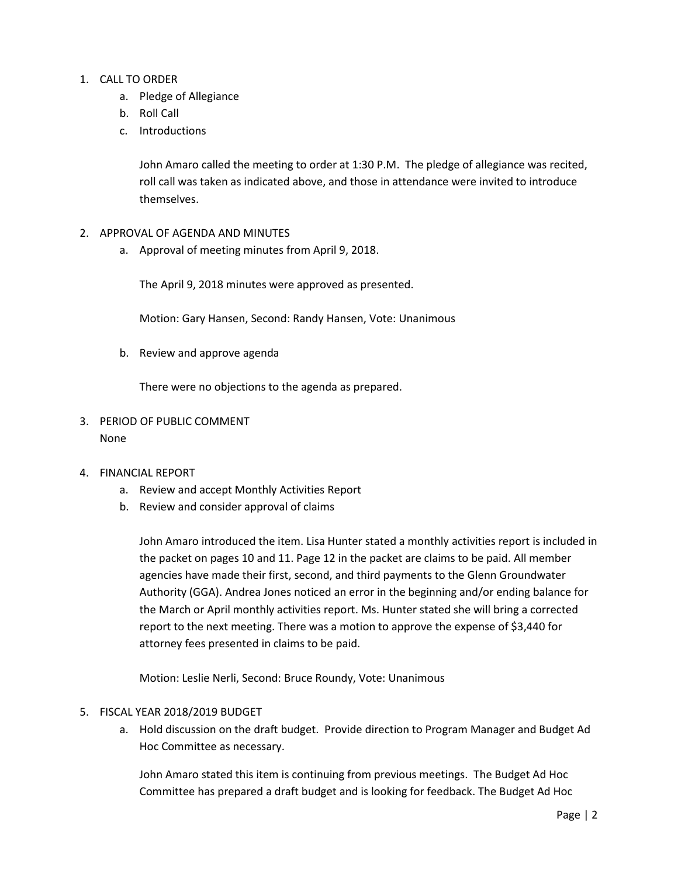1. CALL TO ORDER
    a. Pledge of Allegiance
    b. Roll Call
    c. Introductions

    John Amaro called the meeting to order at 1:30 P.M. The pledge of allegiance was recited, roll call was taken as indicated above, and those in attendance were invited to introduce themselves.

2. APPROVAL OF AGENDA AND MINUTES
    a. Approval of meeting minutes from April 9, 2018.

    The April 9, 2018 minutes were approved as presented.

    Motion: Gary Hansen, Second: Randy Hansen, Vote: Unanimous

    b. Review and approve agenda

    There were no objections to the agenda as prepared.

3. PERIOD OF PUBLIC COMMENT
    None

4. FINANCIAL REPORT
    a. Review and accept Monthly Activities Report
    b. Review and consider approval of claims

    John Amaro introduced the item. Lisa Hunter stated a monthly activities report is included in the packet on pages 10 and 11. Page 12 in the packet are claims to be paid. All member agencies have made their first, second, and third payments to the Glenn Groundwater Authority (GGA). Andrea Jones noticed an error in the beginning and/or ending balance for the March or April monthly activities report. Ms. Hunter stated she will bring a corrected report to the next meeting. There was a motion to approve the expense of $3,440 for attorney fees presented in claims to be paid.

    Motion: Leslie Nerli, Second: Bruce Roundy, Vote: Unanimous

5. FISCAL YEAR 2018/2019 BUDGET
    a. Hold discussion on the draft budget. Provide direction to Program Manager and Budget Ad Hoc Committee as necessary.

    John Amaro stated this item is continuing from previous meetings. The Budget Ad Hoc Committee has prepared a draft budget and is looking for feedback. The Budget Ad Hoc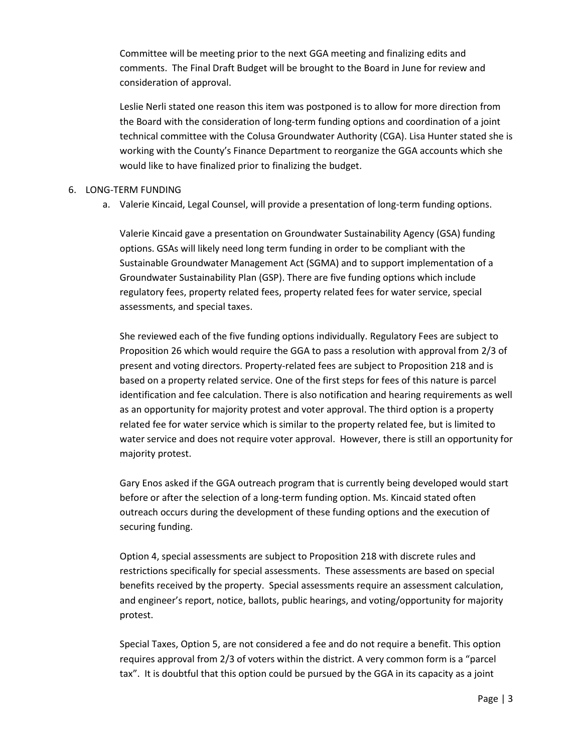Committee will be meeting prior to the next GGA meeting and finalizing edits and comments. The Final Draft Budget will be brought to the Board in June for review and consideration of approval.

Leslie Nerli stated one reason this item was postponed is to allow for more direction from the Board with the consideration of long-term funding options and coordination of a joint technical committee with the Colusa Groundwater Authority (CGA). Lisa Hunter stated she is working with the County's Finance Department to reorganize the GGA accounts which she would like to have finalized prior to finalizing the budget.

6. LONG-TERM FUNDING
   a. Valerie Kincaid, Legal Counsel, will provide a presentation of long-term funding options.

   Valerie Kincaid gave a presentation on Groundwater Sustainability Agency (GSA) funding options. GSAs will likely need long term funding in order to be compliant with the Sustainable Groundwater Management Act (SGMA) and to support implementation of a Groundwater Sustainability Plan (GSP). There are five funding options which include regulatory fees, property related fees, property related fees for water service, special assessments, and special taxes.

   She reviewed each of the five funding options individually. Regulatory Fees are subject to Proposition 26 which would require the GGA to pass a resolution with approval from 2/3 of present and voting directors. Property-related fees are subject to Proposition 218 and is based on a property related service. One of the first steps for fees of this nature is parcel identification and fee calculation. There is also notification and hearing requirements as well as an opportunity for majority protest and voter approval. The third option is a property related fee for water service which is similar to the property related fee, but is limited to water service and does not require voter approval. However, there is still an opportunity for majority protest.

   Gary Enos asked if the GGA outreach program that is currently being developed would start before or after the selection of a long-term funding option. Ms. Kincaid stated often outreach occurs during the development of these funding options and the execution of securing funding.

   Option 4, special assessments are subject to Proposition 218 with discrete rules and restrictions specifically for special assessments. These assessments are based on special benefits received by the property. Special assessments require an assessment calculation, and engineer's report, notice, ballots, public hearings, and voting/opportunity for majority protest.

   Special Taxes, Option 5, are not considered a fee and do not require a benefit. This option requires approval from 2/3 of voters within the district. A very common form is a "parcel tax". It is doubtful that this option could be pursued by the GGA in its capacity as a joint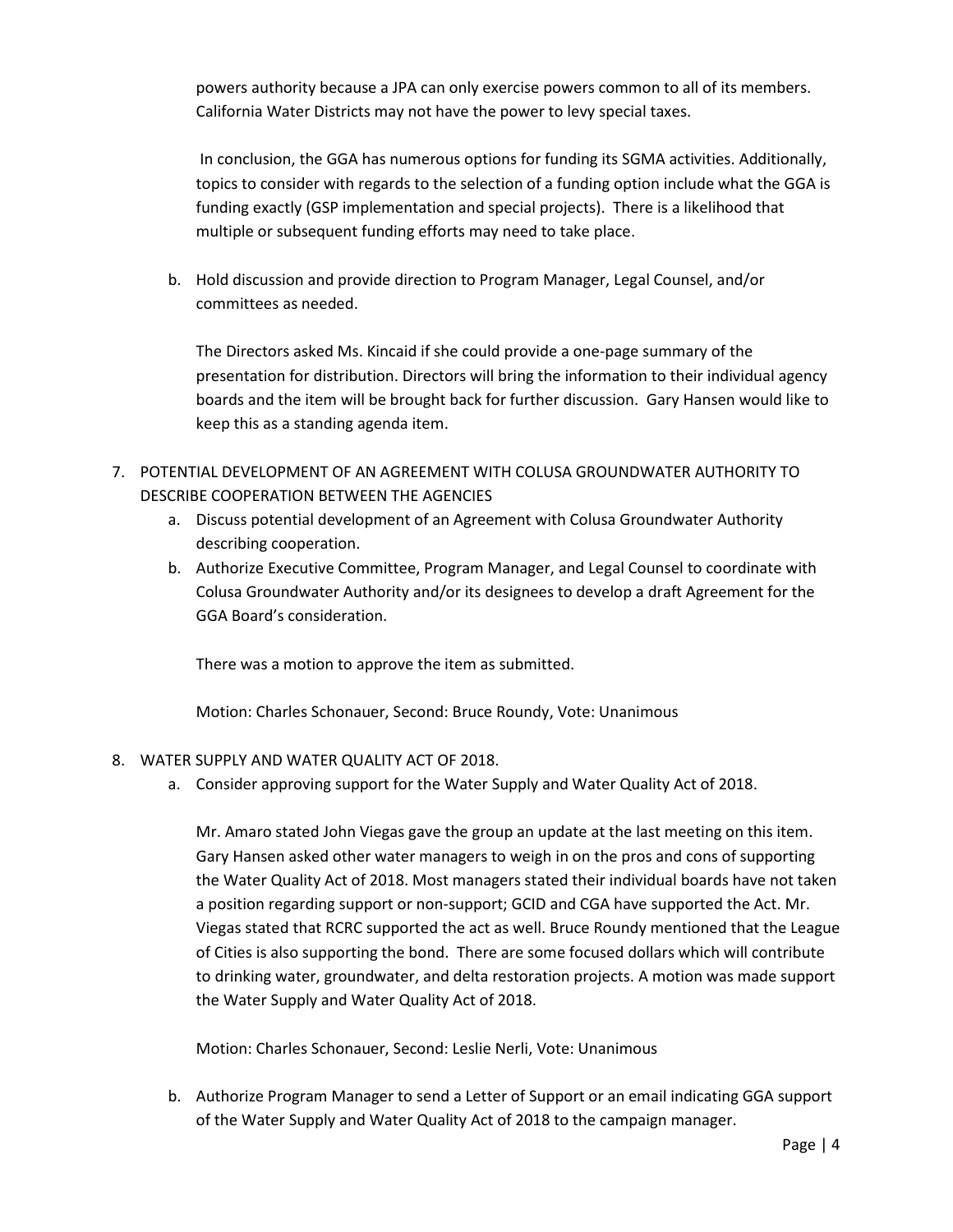powers authority because a JPA can only exercise powers common to all of its members. California Water Districts may not have the power to levy special taxes.

In conclusion, the GGA has numerous options for funding its SGMA activities. Additionally, topics to consider with regards to the selection of a funding option include what the GGA is funding exactly (GSP implementation and special projects). There is a likelihood that multiple or subsequent funding efforts may need to take place.

b. Hold discussion and provide direction to Program Manager, Legal Counsel, and/or committees as needed.

   The Directors asked Ms. Kincaid if she could provide a one-page summary of the presentation for distribution. Directors will bring the information to their individual agency boards and the item will be brought back for further discussion. Gary Hansen would like to keep this as a standing agenda item.

7. POTENTIAL DEVELOPMENT OF AN AGREEMENT WITH COLUSA GROUNDWATER AUTHORITY TO DESCRIBE COOPERATION BETWEEN THE AGENCIES
   a. Discuss potential development of an Agreement with Colusa Groundwater Authority describing cooperation.
   b. Authorize Executive Committee, Program Manager, and Legal Counsel to coordinate with Colusa Groundwater Authority and/or its designees to develop a draft Agreement for the GGA Board's consideration.

      There was a motion to approve the item as submitted.

      Motion: Charles Schonauer, Second: Bruce Roundy, Vote: Unanimous

8. WATER SUPPLY AND WATER QUALITY ACT OF 2018.
   a. Consider approving support for the Water Supply and Water Quality Act of 2018.

      Mr. Amaro stated John Viegas gave the group an update at the last meeting on this item. Gary Hansen asked other water managers to weigh in on the pros and cons of supporting the Water Quality Act of 2018. Most managers stated their individual boards have not taken a position regarding support or non-support; GCID and CGA have supported the Act. Mr. Viegas stated that RCRC supported the act as well. Bruce Roundy mentioned that the League of Cities is also supporting the bond. There are some focused dollars which will contribute to drinking water, groundwater, and delta restoration projects. A motion was made support the Water Supply and Water Quality Act of 2018.

      Motion: Charles Schonauer, Second: Leslie Nerli, Vote: Unanimous

   b. Authorize Program Manager to send a Letter of Support or an email indicating GGA support of the Water Supply and Water Quality Act of 2018 to the campaign manager.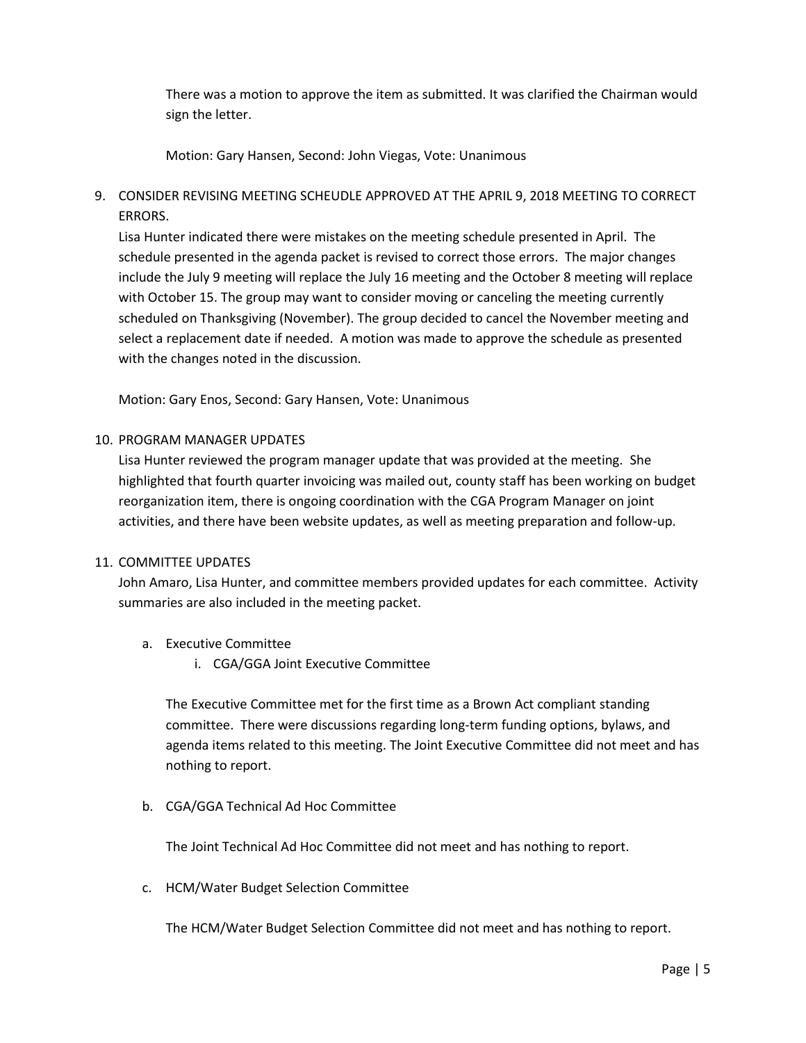There was a motion to approve the item as submitted. It was clarified the Chairman would sign the letter.

Motion: Gary Hansen, Second: John Viegas, Vote: Unanimous

9. CONSIDER REVISING MEETING SCHEUDLE APPROVED AT THE APRIL 9, 2018 MEETING TO CORRECT ERRORS.
   Lisa Hunter indicated there were mistakes on the meeting schedule presented in April. The schedule presented in the agenda packet is revised to correct those errors. The major changes include the July 9 meeting will replace the July 16 meeting and the October 8 meeting will replace with October 15. The group may want to consider moving or canceling the meeting currently scheduled on Thanksgiving (November). The group decided to cancel the November meeting and select a replacement date if needed. A motion was made to approve the schedule as presented with the changes noted in the discussion.

   Motion: Gary Enos, Second: Gary Hansen, Vote: Unanimous

10. PROGRAM MANAGER UPDATES
    Lisa Hunter reviewed the program manager update that was provided at the meeting. She highlighted that fourth quarter invoicing was mailed out, county staff has been working on budget reorganization item, there is ongoing coordination with the CGA Program Manager on joint activities, and there have been website updates, as well as meeting preparation and follow-up.

11. COMMITTEE UPDATES
    John Amaro, Lisa Hunter, and committee members provided updates for each committee. Activity summaries are also included in the meeting packet.

    a. Executive Committee
       i. CGA/GGA Joint Executive Committee

       The Executive Committee met for the first time as a Brown Act compliant standing committee. There were discussions regarding long-term funding options, bylaws, and agenda items related to this meeting. The Joint Executive Committee did not meet and has nothing to report.

    b. CGA/GGA Technical Ad Hoc Committee

       The Joint Technical Ad Hoc Committee did not meet and has nothing to report.

    c. HCM/Water Budget Selection Committee

       The HCM/Water Budget Selection Committee did not meet and has nothing to report.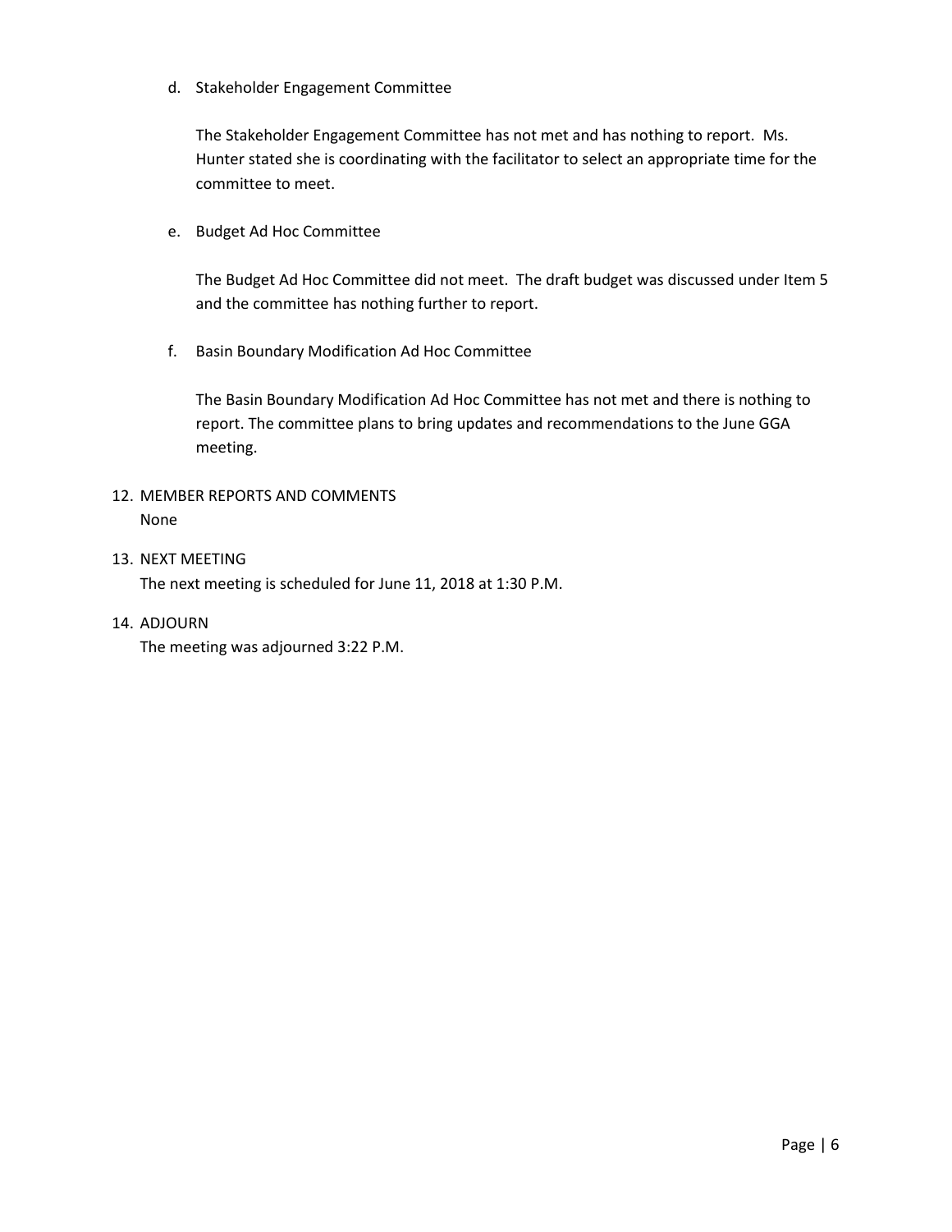d. Stakeholder Engagement Committee

   The Stakeholder Engagement Committee has not met and has nothing to report. Ms. Hunter stated she is coordinating with the facilitator to select an appropriate time for the committee to meet.

e. Budget Ad Hoc Committee

   The Budget Ad Hoc Committee did not meet. The draft budget was discussed under Item 5 and the committee has nothing further to report.

f. Basin Boundary Modification Ad Hoc Committee

   The Basin Boundary Modification Ad Hoc Committee has not met and there is nothing to report. The committee plans to bring updates and recommendations to the June GGA meeting.

12. MEMBER REPORTS AND COMMENTS
    None

13. NEXT MEETING
    The next meeting is scheduled for June 11, 2018 at 1:30 P.M.

14. ADJOURN
    The meeting was adjourned 3:22 P.M.